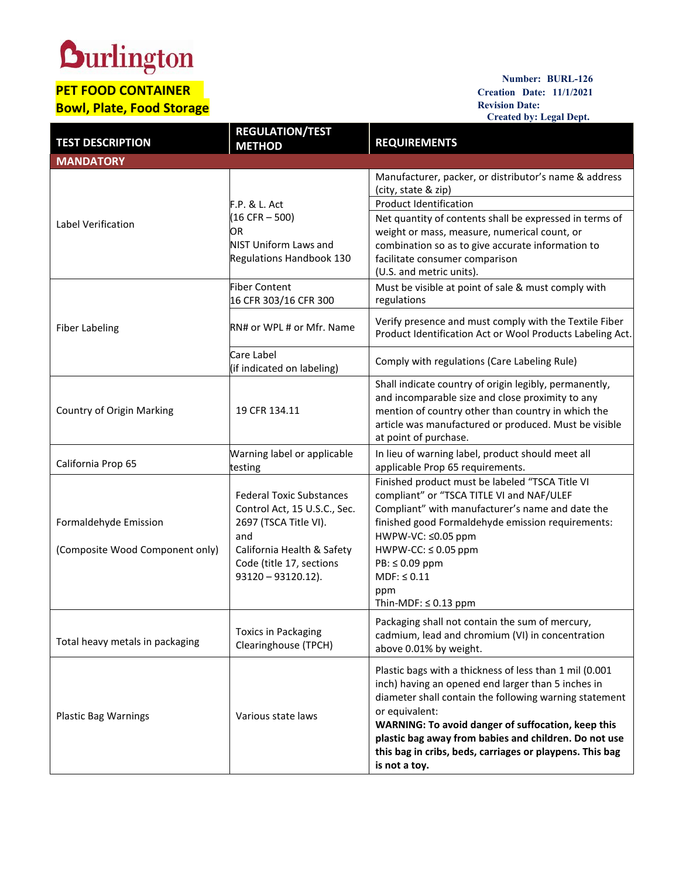Burlington

**PET FOOD CONTAINER**
**Bowl, Plate, Food Storage**

**Number: BURL-126**
**Creation Date: 11/1/2021**
**Revision Date:**
**Created by: Legal Dept.**

| TEST DESCRIPTION | REGULATION/TEST METHOD | REQUIREMENTS |
|---|---|---|
| **MANDATORY** | | |
| Label Verification | F.P. & L. Act (16 CFR – 500) OR NIST Uniform Laws and Regulations Handbook 130 | Manufacturer, packer, or distributor's name & address (city, state & zip) |
| | | Product Identification |
| | | Net quantity of contents shall be expressed in terms of weight or mass, measure, numerical count, or combination so as to give accurate information to facilitate consumer comparison (U.S. and metric units). |
| Fiber Labeling | Fiber Content 16 CFR 303/16 CFR 300 | Must be visible at point of sale & must comply with regulations |
| | RN# or WPL # or Mfr. Name | Verify presence and must comply with the Textile Fiber Product Identification Act or Wool Products Labeling Act. |
| | Care Label (if indicated on labeling) | Comply with regulations (Care Labeling Rule) |
| Country of Origin Marking | 19 CFR 134.11 | Shall indicate country of origin legibly, permanently, and incomparable size and close proximity to any mention of country other than country in which the article was manufactured or produced. Must be visible at point of purchase. |
| California Prop 65 | Warning label or applicable testing | In lieu of warning label, product should meet all applicable Prop 65 requirements. |
| Formaldehyde Emission (Composite Wood Component only) | Federal Toxic Substances Control Act, 15 U.S.C., Sec. 2697 (TSCA Title VI). and California Health & Safety Code (title 17, sections 93120 – 93120.12). | Finished product must be labeled "TSCA Title VI compliant" or "TSCA TITLE VI and NAF/ULEF Compliant" with manufacturer's name and date the finished good Formaldehyde emission requirements: HWPW-VC: ≤0.05 ppm HWPW-CC: ≤ 0.05 ppm PB: ≤ 0.09 ppm MDF: ≤ 0.11 ppm Thin-MDF: ≤ 0.13 ppm |
| Total heavy metals in packaging | Toxics in Packaging Clearinghouse (TPCH) | Packaging shall not contain the sum of mercury, cadmium, lead and chromium (VI) in concentration above 0.01% by weight. |
| Plastic Bag Warnings | Various state laws | Plastic bags with a thickness of less than 1 mil (0.001 inch) having an opened end larger than 5 inches in diameter shall contain the following warning statement or equivalent: **WARNING: To avoid danger of suffocation, keep this plastic bag away from babies and children. Do not use this bag in cribs, beds, carriages or playpens. This bag is not a toy.** |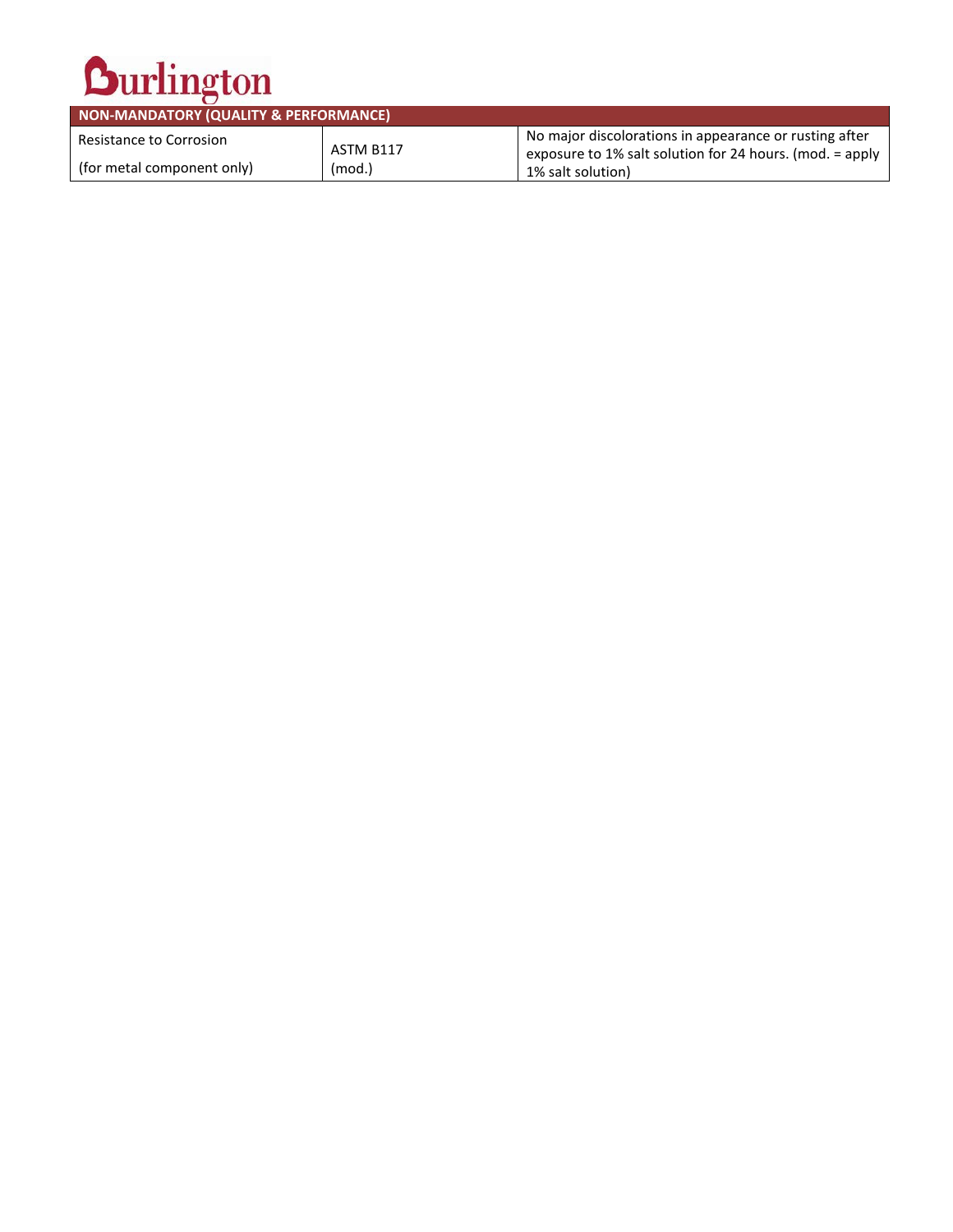| NON-MANDATORY (QUALITY & PERFORMANCE) | | |
|---|---|---|
| Resistance to Corrosion<br><br>(for metal component only) | ASTM B117 (mod.) | No major discolorations in appearance or rusting after exposure to 1% salt solution for 24 hours. (mod. = apply 1% salt solution) |